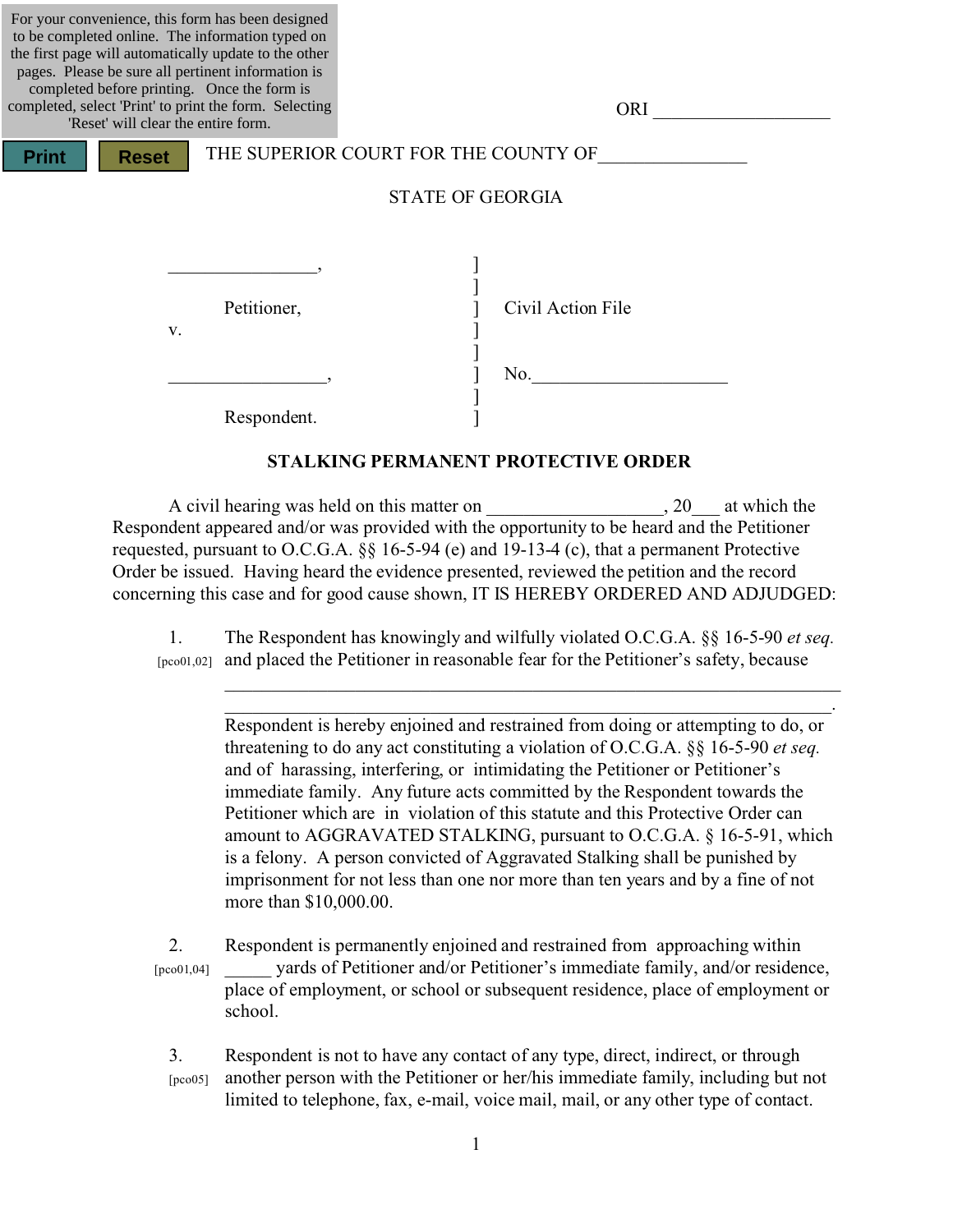For your convenience, this form has been designed to be completed online. The information typed on the first page will automatically update to the other pages. Please be sure all pertinent information is completed before printing. Once the form is completed, select 'Print' to print the form. Selecting 'Reset' will clear the entire form.

Print Reset

ORI ___________________

THE SUPERIOR COURT FOR THE COUNTY OF_______________

STATE OF GEORGIA

| | | |
|---|---|---|
| ________________, | ] | |
| | ] | |
| Petitioner, | ] | Civil Action File |
| v. | ] | |
| | ] | |
| _________________, | ] | No._____________________ |
| | ] | |
| Respondent. | ] | |

## STALKING PERMANENT PROTECTIVE ORDER

A civil hearing was held on this matter on __________________, 20___ at which the Respondent appeared and/or was provided with the opportunity to be heard and the Petitioner requested, pursuant to O.C.G.A. §§ 16-5-94 (e) and 19-13-4 (c), that a permanent Protective Order be issued. Having heard the evidence presented, reviewed the petition and the record concerning this case and for good cause shown, IT IS HEREBY ORDERED AND ADJUDGED:

1. [pco01,02] The Respondent has knowingly and wilfully violated O.C.G.A. §§ 16-5-90 *et seq.* and placed the Petitioner in reasonable fear for the Petitioner's safety, because ____________________________________________________________________________
____________________________________________________________________________.
Respondent is hereby enjoined and restrained from doing or attempting to do, or threatening to do any act constituting a violation of O.C.G.A. §§ 16-5-90 *et seq.* and of harassing, interfering, or intimidating the Petitioner or Petitioner's immediate family. Any future acts committed by the Respondent towards the Petitioner which are in violation of this statute and this Protective Order can amount to AGGRAVATED STALKING, pursuant to O.C.G.A. § 16-5-91, which is a felony. A person convicted of Aggravated Stalking shall be punished by imprisonment for not less than one nor more than ten years and by a fine of not more than $10,000.00.

2. [pco01,04] Respondent is permanently enjoined and restrained from approaching within _____ yards of Petitioner and/or Petitioner's immediate family, and/or residence, place of employment, or school or subsequent residence, place of employment or school.

3. [pco05] Respondent is not to have any contact of any type, direct, indirect, or through another person with the Petitioner or her/his immediate family, including but not limited to telephone, fax, e-mail, voice mail, mail, or any other type of contact.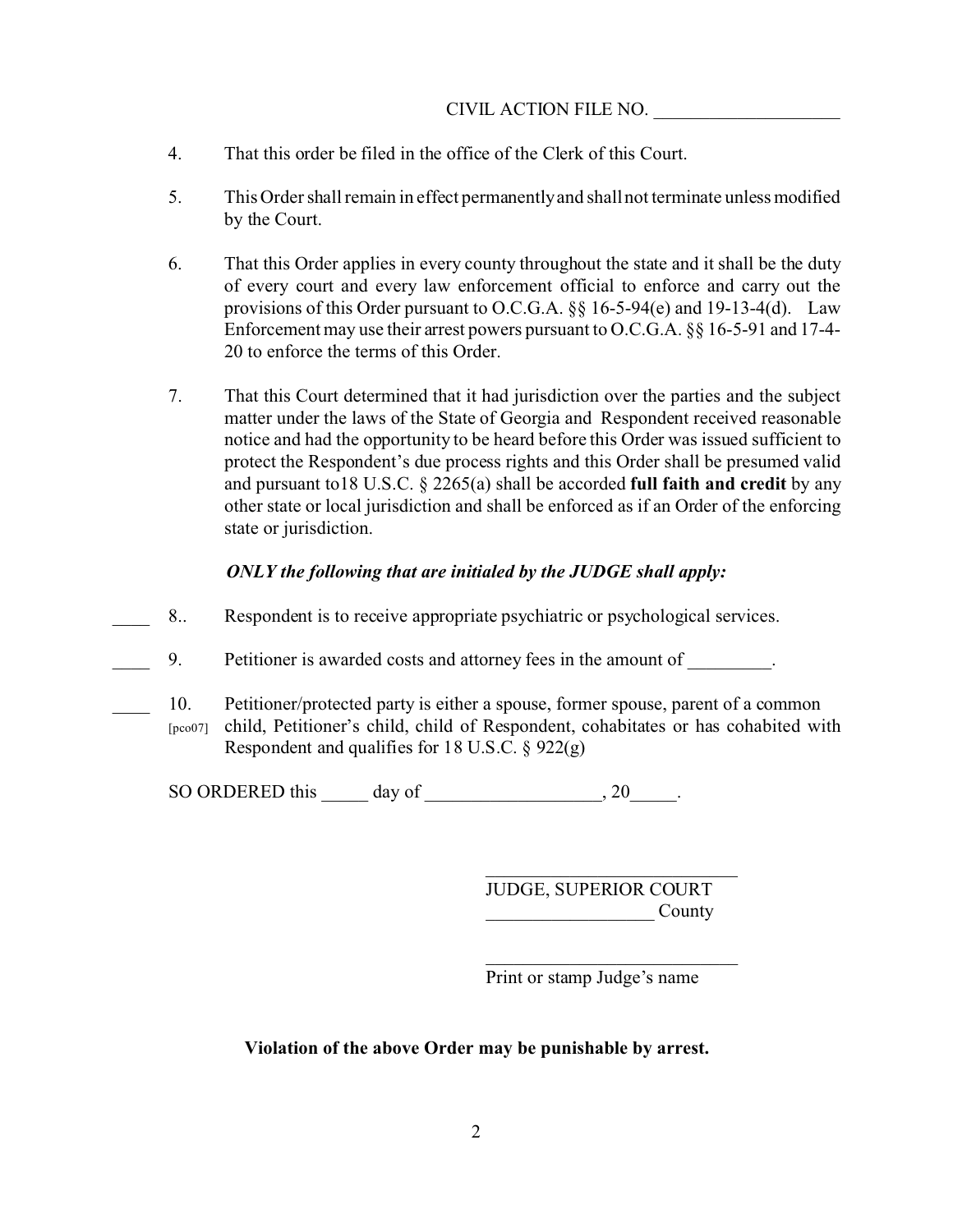CIVIL ACTION FILE NO. ____________________

4. That this order be filed in the office of the Clerk of this Court.

5. This Order shall remain in effect permanently and shall not terminate unless modified by the Court.

6. That this Order applies in every county throughout the state and it shall be the duty of every court and every law enforcement official to enforce and carry out the provisions of this Order pursuant to O.C.G.A. §§ 16-5-94(e) and 19-13-4(d). Law Enforcement may use their arrest powers pursuant to O.C.G.A. §§ 16-5-91 and 17-4-20 to enforce the terms of this Order.

7. That this Court determined that it had jurisdiction over the parties and the subject matter under the laws of the State of Georgia and Respondent received reasonable notice and had the opportunity to be heard before this Order was issued sufficient to protect the Respondent's due process rights and this Order shall be presumed valid and pursuant to18 U.S.C. § 2265(a) shall be accorded **full faith and credit** by any other state or local jurisdiction and shall be enforced as if an Order of the enforcing state or jurisdiction.

***ONLY the following that are initialed by the JUDGE shall apply:***

____ 8.. Respondent is to receive appropriate psychiatric or psychological services.

____ 9. Petitioner is awarded costs and attorney fees in the amount of _________.

____ 10. [pco07] Petitioner/protected party is either a spouse, former spouse, parent of a common child, Petitioner's child, child of Respondent, cohabitates or has cohabited with Respondent and qualifies for 18 U.S.C. § 922(g)

SO ORDERED this _____ day of ___________________, 20_____.

___________________________
JUDGE, SUPERIOR COURT
__________________ County

___________________________
Print or stamp Judge's name

**Violation of the above Order may be punishable by arrest.**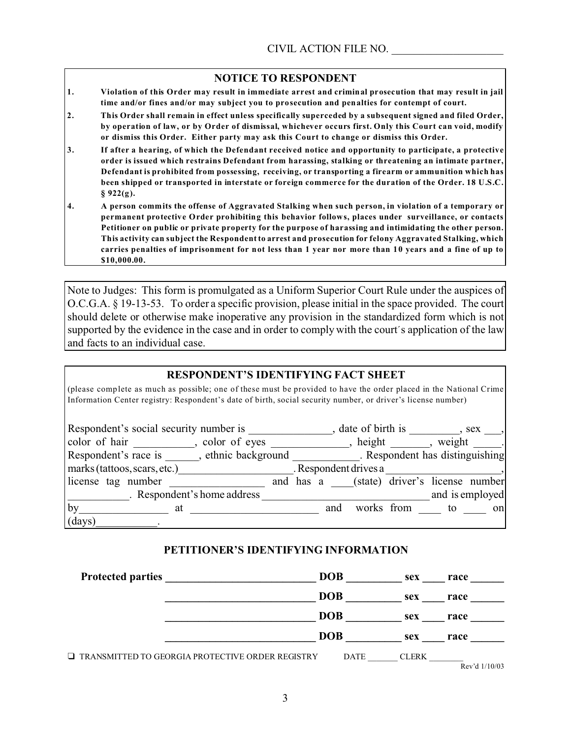CIVIL ACTION FILE NO. ____________________

## NOTICE TO RESPONDENT

1. **Violation of this Order may result in immediate arrest and criminal prosecution that may result in jail time and/or fines and/or may subject you to prosecution and penalties for contempt of court.**
2. **This Order shall remain in effect unless specifically superceded by a subsequent signed and filed Order, by operation of law, or by Order of dismissal, whichever occurs first. Only this Court can void, modify or dismiss this Order. Either party may ask this Court to change or dismiss this Order.**
3. **If after a hearing, of which the Defendant received notice and opportunity to participate, a protective order is issued which restrains Defendant from harassing, stalking or threatening an intimate partner, Defendant is prohibited from possessing, receiving, or transporting a firearm or ammunition which has been shipped or transported in interstate or foreign commerce for the duration of the Order. 18 U.S.C. § 922(g).**
4. **A person commits the offense of Aggravated Stalking when such person, in violation of a temporary or permanent protective Order prohibiting this behavior follows, places under surveillance, or contacts Petitioner on public or private property for the purpose of harassing and intimidating the other person. This activity can subject the Respondent to arrest and prosecution for felony Aggravated Stalking, which carries penalties of imprisonment for not less than 1 year nor more than 10 years and a fine of up to $10,000.00.**

Note to Judges: This form is promulgated as a Uniform Superior Court Rule under the auspices of O.C.G.A. § 19-13-53. To order a specific provision, please initial in the space provided. The court should delete or otherwise make inoperative any provision in the standardized form which is not supported by the evidence in the case and in order to comply with the court´s application of the law and facts to an individual case.

## RESPONDENT'S IDENTIFYING FACT SHEET

(please complete as much as possible; one of these must be provided to have the order placed in the National Crime Information Center registry: Respondent's date of birth, social security number, or driver's license number)

Respondent's social security number is ______________, date of birth is _________, sex ___, color of hair __________, color of eyes _____________, height _______, weight _____. Respondent's race is ______, ethnic background ____________. Respondent has distinguishing marks (tattoos, scars, etc.)____________________. Respondent drives a ____________________, license tag number ________________ and has a ____(state) driver's license number __________. Respondent's home address ______________________________ and is employed by________________ at ______________________ and works from ____ to ____ on (days)___________.

## PETITIONER'S IDENTIFYING INFORMATION

**Protected parties** ____________________________ **DOB** __________ **sex** ____ **race** ______

____________________________ **DOB** __________ **sex** ____ **race** ______

____________________________ **DOB** __________ **sex** ____ **race** ______

____________________________ **DOB** __________ **sex** ____ **race** ______

❑ TRANSMITTED TO GEORGIA PROTECTIVE ORDER REGISTRY DATE _______ CLERK ________

Rev'd 1/10/03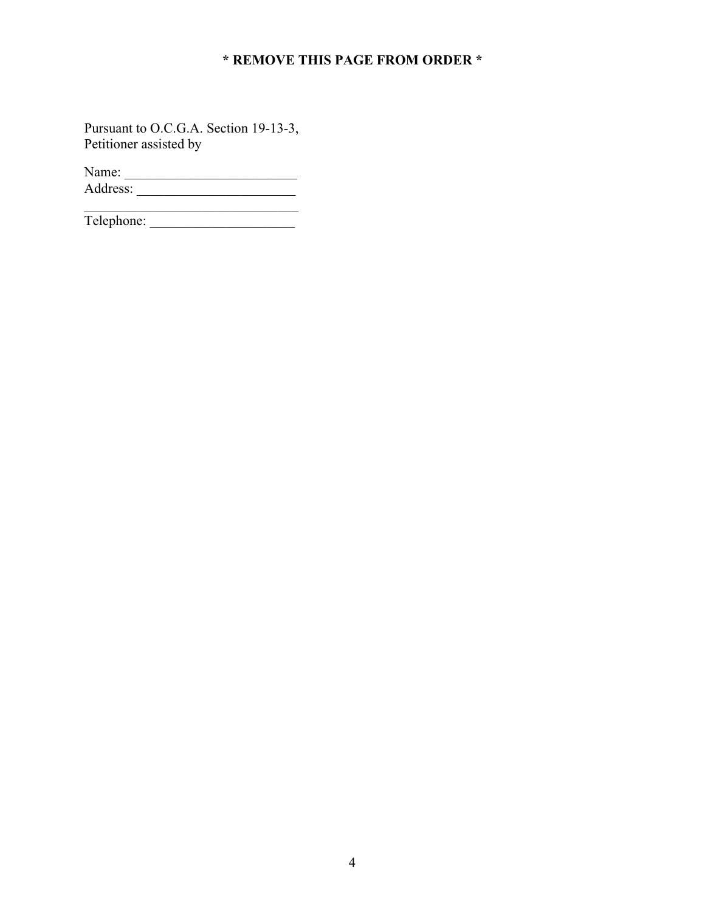**\* REMOVE THIS PAGE FROM ORDER \***

Pursuant to O.C.G.A. Section 19-13-3,
Petitioner assisted by

Name: _________________________
Address: _______________________
________________________________
Telephone: _____________________